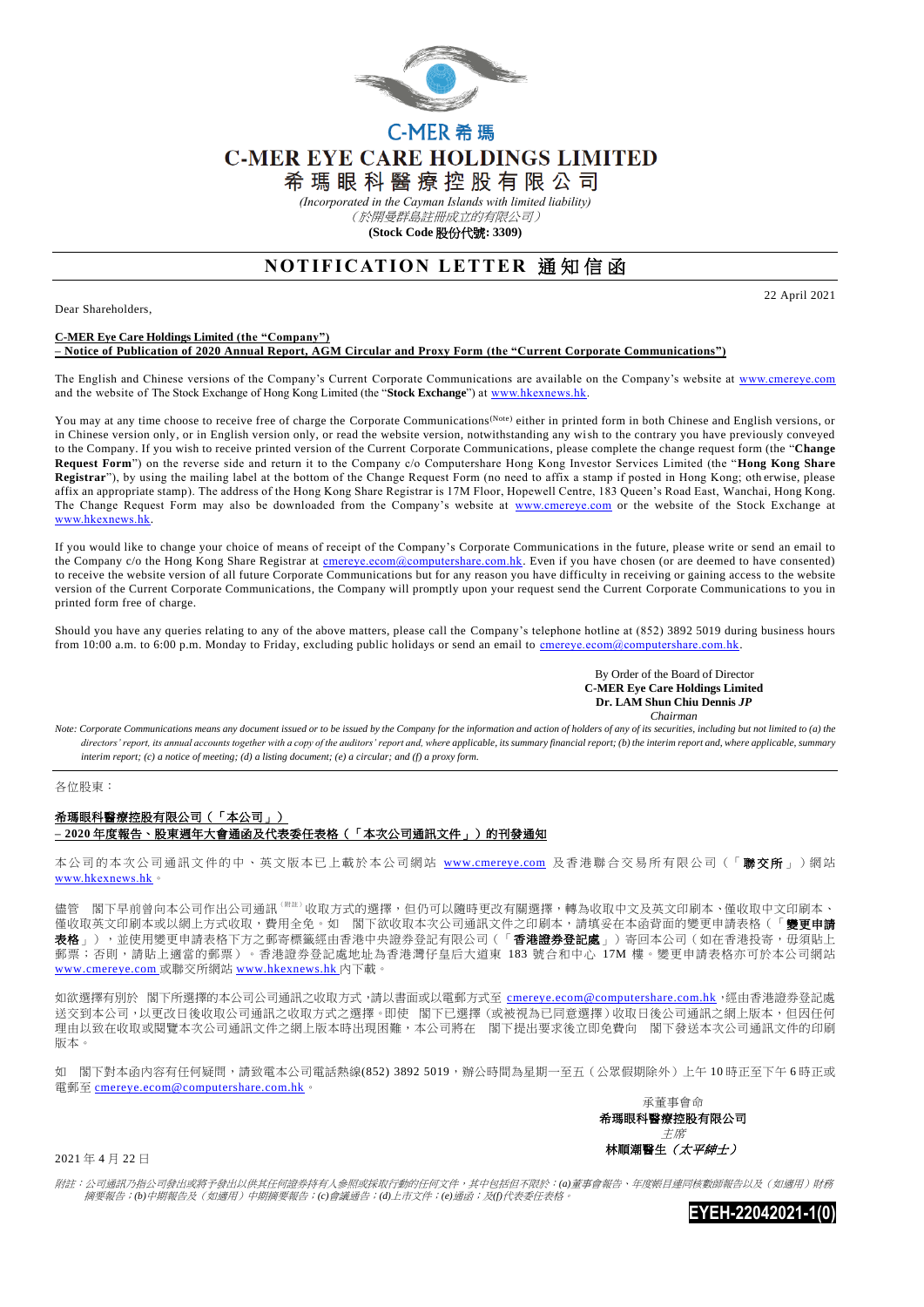C-MER 希瑪

# C-MER EYE CARE HOLDINGS LIMITED

# 希瑪眼科醫療控股有限公司

*(Incorporated in the Cayman Islands with limited liability)*

*（於開曼群島註冊成立的有限公司）*

**(Stock Code 股份代號: 3309)**

## NOTIFICATION LETTER 通知信函

22 April 2021

Dear Shareholders,

**C-MER Eye Care Holdings Limited (the "Company")**
**– Notice of Publication of 2020 Annual Report, AGM Circular and Proxy Form (the "Current Corporate Communications")**

The English and Chinese versions of the Company's Current Corporate Communications are available on the Company's website at www.cmereye.com and the website of The Stock Exchange of Hong Kong Limited (the "**Stock Exchange**") at www.hkexnews.hk.

You may at any time choose to receive free of charge the Corporate Communications(Note) either in printed form in both Chinese and English versions, or in Chinese version only, or in English version only, or read the website version, notwithstanding any wish to the contrary you have previously conveyed to the Company. If you wish to receive printed version of the Current Corporate Communications, please complete the change request form (the "**Change Request Form**") on the reverse side and return it to the Company c/o Computershare Hong Kong Investor Services Limited (the "**Hong Kong Share Registrar**"), by using the mailing label at the bottom of the Change Request Form (no need to affix a stamp if posted in Hong Kong; otherwise, please affix an appropriate stamp). The address of the Hong Kong Share Registrar is 17M Floor, Hopewell Centre, 183 Queen's Road East, Wanchai, Hong Kong. The Change Request Form may also be downloaded from the Company's website at www.cmereye.com or the website of the Stock Exchange at www.hkexnews.hk.

If you would like to change your choice of means of receipt of the Company's Corporate Communications in the future, please write or send an email to the Company c/o the Hong Kong Share Registrar at cmereye.ecom@computershare.com.hk. Even if you have chosen (or are deemed to have consented) to receive the website version of all future Corporate Communications but for any reason you have difficulty in receiving or gaining access to the website version of the Current Corporate Communications, the Company will promptly upon your request send the Current Corporate Communications to you in printed form free of charge.

Should you have any queries relating to any of the above matters, please call the Company's telephone hotline at (852) 3892 5019 during business hours from 10:00 a.m. to 6:00 p.m. Monday to Friday, excluding public holidays or send an email to cmereye.ecom@computershare.com.hk.

By Order of the Board of Director
**C-MER Eye Care Holdings Limited**
**Dr. LAM Shun Chiu Dennis *JP***
*Chairman*

*Note: Corporate Communications means any document issued or to be issued by the Company for the information and action of holders of any of its securities, including but not limited to (a) the directors' report, its annual accounts together with a copy of the auditors' report and, where applicable, its summary financial report; (b) the interim report and, where applicable, summary interim report; (c) a notice of meeting; (d) a listing document; (e) a circular; and (f) a proxy form.*

---

各位股東：

**希瑪眼科醫療控股有限公司（「本公司」）**
**– 2020 年度報告、股東週年大會通函及代表委任表格（「本次公司通訊文件」）的刊發通知**

本公司的本次公司通訊文件的中、英文版本已上載於本公司網站 www.cmereye.com 及香港聯合交易所有限公司（「**聯交所**」）網站 www.hkexnews.hk。

儘管　閣下早前曾向本公司作出公司通訊（附註）收取方式的選擇，但仍可以隨時更改有關選擇，轉為收取中文及英文印刷本、僅收取中文印刷本、僅收取英文印刷本或以網上方式收取，費用全免。如　閣下欲收取本次公司通訊文件之印刷本，請填妥在本函背面的變更申請表格（「**變更申請表格**」），並使用變更申請表格下方之郵寄標籤經由香港中央證券登記有限公司（「**香港證券登記處**」）寄回本公司（如在香港投寄，毋須貼上郵票；否則，請貼上適當的郵票）。香港證券登記處地址為香港灣仔皇后大道東 183 號合和中心 17M 樓。變更申請表格亦可於本公司網站 www.cmereye.com 或聯交所網站 www.hkexnews.hk 內下載。

如欲選擇有別於　閣下所選擇的本公司公司通訊之收取方式，請以書面或以電郵方式至 cmereye.ecom@computershare.com.hk，經由香港證券登記處送交到本公司，以更改日後收取公司通訊之收取方式之選擇。即使　閣下已選擇（或被視為已同意選擇）收取日後公司通訊之網上版本，但因任何理由以致在收取或閱覽本次公司通訊文件之網上版本時出現困難，本公司將在　閣下提出要求後立即免費向　閣下發送本次公司通訊文件的印刷版本。

如　閣下對本函內容有任何疑問，請致電本公司電話熱線(852) 3892 5019，辦公時間為星期一至五（公眾假期除外）上午 10 時正至下午 6 時正或電郵至 cmereye.ecom@computershare.com.hk。

承董事會命
**希瑪眼科醫療控股有限公司**
*主席*
**林順潮醫生（*太平紳士*）**

2021 年 4 月 22 日

*附註：公司通訊乃指公司發出或將予發出以供其任何證券持有人參照或採取行動的任何文件，其中包括但不限於：(a)董事會報告、年度帳目連同核數師報告以及（如適用）財務摘要報告；(b)中期報告及（如適用）中期摘要報告；(c)會議通告；(d)上市文件；(e)通函；及(f)代表委任表格。*

EYEH-22042021-1(0)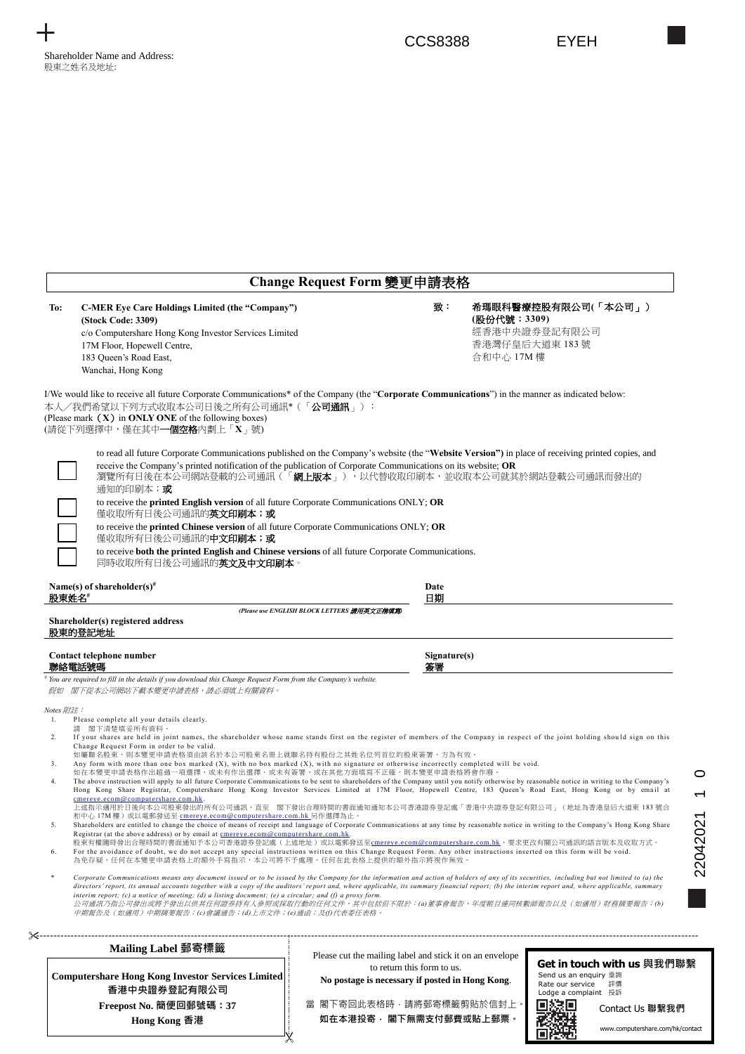CCS8388 EYEH

Shareholder Name and Address:
股東之姓名及地址:

## Change Request Form 變更申請表格

**To: C-MER Eye Care Holdings Limited (the "Company")**
**(Stock Code: 3309)**
c/o Computershare Hong Kong Investor Services Limited
17M Floor, Hopewell Centre,
183 Queen's Road East,
Wanchai, Hong Kong

**致： 希瑪眼科醫療控股有限公司(「本公司」)**
**(股份代號：3309)**
經香港中央證券登記有限公司
香港灣仔皇后大道東 183 號
合和中心 17M 樓

I/We would like to receive all future Corporate Communications* of the Company (the "**Corporate Communications**") in the manner as indicated below:
本人／我們希望以下列方式收取本公司日後之所有公司通訊*（「**公司通訊**」）：
(Please mark (**X**) in **ONLY ONE** of the following boxes)
(請從下列選擇中，僅在其中**一個空格**內劃上「**X**」號)

- ☐ to read all future Corporate Communications published on the Company's website (the "**Website Version")** in place of receiving printed copies, and receive the Company's printed notification of the publication of Corporate Communications on its website; **OR**
瀏覽所有日後在本公司網站登載的公司通訊（「**網上版本**」），以代替收取印刷本，並收取本公司就其於網站登載公司通訊而發出的通知的印刷本；**或**
- ☐ to receive the **printed English version** of all future Corporate Communications ONLY; **OR**
僅收取所有日後公司通訊的**英文印刷本；或**
- ☐ to receive the **printed Chinese version** of all future Corporate Communications ONLY; **OR**
僅收取所有日後公司通訊的**中文印刷本；或**
- ☐ to receive **both the printed English and Chinese versions** of all future Corporate Communications.
同時收取所有日後公司通訊的**英文及中文印刷本**。

| | |
|---|---|
| **Name(s) of shareholder(s)#** 股東姓名# *(Please use ENGLISH BLOCK LETTERS 請用英文正楷填寫)* | **Date** 日期 |
| **Shareholder(s) registered address** 股東的登記地址 | |
| **Contact telephone number** 聯絡電話號碼 | **Signature(s)** 簽署 |

*# You are required to fill in the details if you download this Change Request Form from the Company's website.*
*假如 閣下從本公司網站下載本變更申請表格，請必須填上有關資料。*

*Notes 附註：*

1. Please complete all your details clearly.
請 閣下清楚填妥所有資料。
2. If your shares are held in joint names, the shareholder whose name stands first on the register of members of the Company in respect of the joint holding should sign on this Change Request Form in order to be valid.
如屬聯名股東，則本變更申請表格須由該名於本公司股東名冊上就聯名持有股份之其姓名位列首位的股東簽署，方為有效。
3. Any form with more than one box marked (X), with no box marked (X), with no signature or otherwise incorrectly completed will be void.
如在本變更申請表格作出超過一項選擇、或未有作出選擇、或未有簽署、或在其他方面填寫不正確，則本變更申請表格將會作廢。
4. The above instruction will apply to all future Corporate Communications to be sent to shareholders of the Company until you notify otherwise by reasonable notice in writing to the Company's Hong Kong Share Registrar, Computershare Hong Kong Investor Services Limited at 17M Floor, Hopewell Centre, 183 Queen's Road East, Hong Kong or by email at cmereye.ecom@computershare.com.hk.
上述指示適用於日後向本公司股東發出的所有公司通訊，直至 閣下發出合理時間的書面通知本公司香港證券登記處「香港中央證券登記有限公司」（地址為香港皇后大道東 183 號合和中心 17M 樓）或以電郵發送至 cmereye.ecom@computershare.com.hk 另作選擇為止。
5. Shareholders are entitled to change the choice of means of receipt and language of Corporate Communications at any time by reasonable notice in writing to the Company's Hong Kong Share Registrar (at the above address) or by email at cmereye.ecom@computershare.com.hk.
股東有權隨時發出合理時間的書面通知予本公司香港證券登記處（上述地址）或以電郵發送至cmereye.ecom@computershare.com.hk，要求更改有關公司通訊的語言版本及收取方式。
6. For the avoidance of doubt, we do not accept any special instructions written on this Change Request Form. Any other instructions inserted on this form will be void.
為免存疑，任何在本變更申請表格上的額外手寫指示，本公司將不予處理。任何在此表格上提供的額外指示將視作無效。

\* *Corporate Communications means any document issued or to be issued by the Company for the information and action of holders of any of its securities, including but not limited to (a) the directors' report, its annual accounts together with a copy of the auditors' report and, where applicable, its summary financial report; (b) the interim report and, where applicable, summary interim report; (c) a notice of meeting; (d) a listing document; (e) a circular; and (f) a proxy form.*
*公司通訊乃指公司發出或將予發出以供其任何證券持有人參照或採取行動的任何文件，其中包括但不限於：(a)董事會報告、年度帳目連同核數師報告以及（如適用）財務摘要報告；(b)中期報告及（如適用）中期摘要報告；(c)會議通告；(d)上市文件；(e)通函；及(f)代表委任表格。*

---

**Mailing Label 郵寄標籤**

**Computershare Hong Kong Investor Services Limited**
**香港中央證券登記有限公司**
**Freepost No. 簡便回郵號碼：37**
**Hong Kong 香港**

Please cut the mailing label and stick it on an envelope to return this form to us.
**No postage is necessary if posted in Hong Kong.**

當 閣下寄回此表格時，請將郵寄標籤剪貼於信封上。
**如在本港投寄， 閣下無需支付郵費或貼上郵票。**

**Get in touch with us 與我們聯繫**
Send us an enquiry 查詢
Rate our service 評價
Lodge a complaint 投訴
Contact Us 聯繫我們
www.computershare.com/hk/contact

22042021 1 0